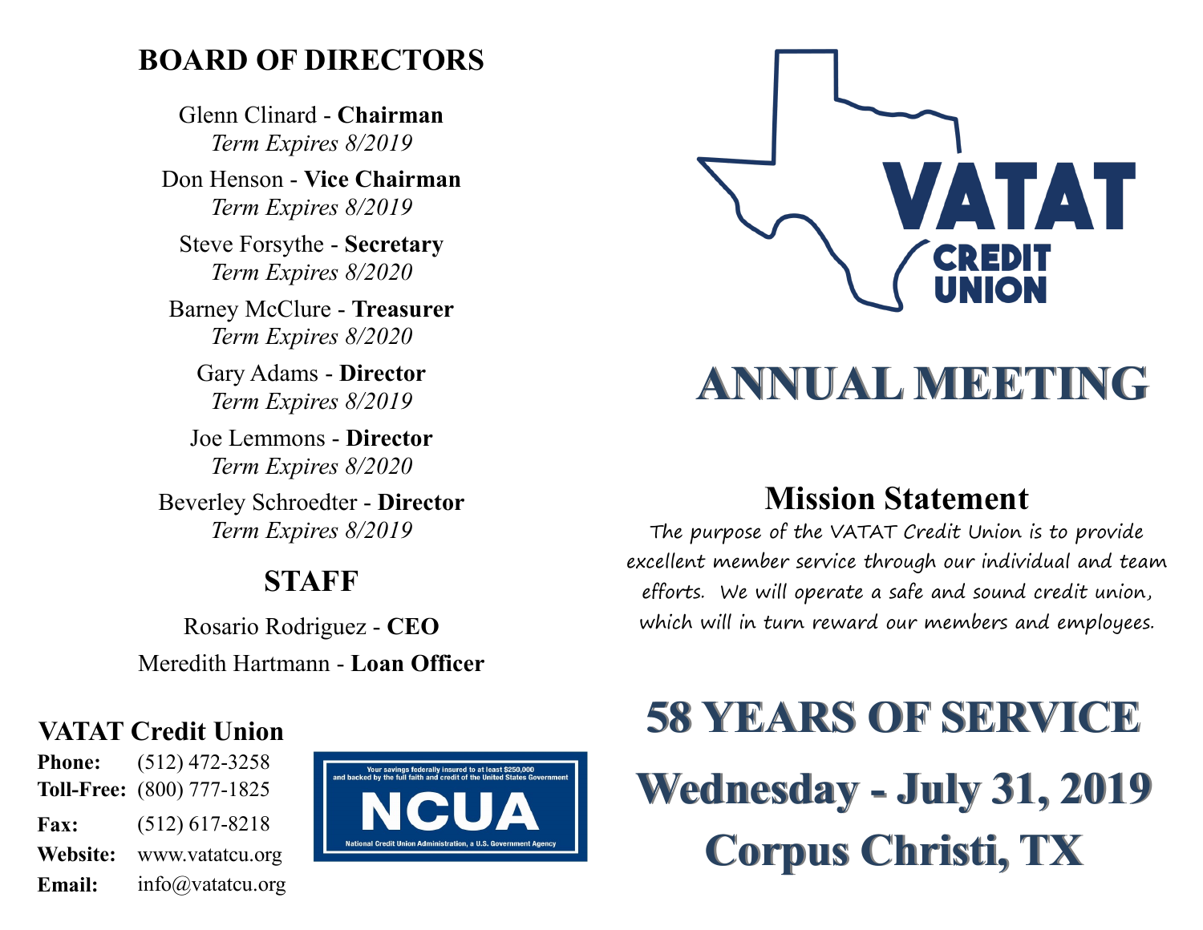## BOARD OF DIRECTORS

Glenn Clinard - **Chairman**
*Term Expires 8/2019*

Don Henson - **Vice Chairman**
*Term Expires 8/2019*

Steve Forsythe - **Secretary**
*Term Expires 8/2020*

Barney McClure - **Treasurer**
*Term Expires 8/2020*

Gary Adams - **Director**
*Term Expires 8/2019*

Joe Lemmons - **Director**
*Term Expires 8/2020*

Beverley Schroedter - **Director**
*Term Expires 8/2019*

## STAFF

Rosario Rodriguez - **CEO**

Meredith Hartmann - **Loan Officer**

### VATAT Credit Union

**Phone:** (512) 472-3258
**Toll-Free:** (800) 777-1825
**Fax:** (512) 617-8218
**Website:** www.vatatcu.org
**Email:** info@vatatcu.org

Your savings federally insured to at least $250,000 and backed by the full faith and credit of the United States Government

NCUA

National Credit Union Administration, a U.S. Government Agency

VATAT CREDIT UNION

# ANNUAL MEETING

## Mission Statement

The purpose of the VATAT Credit Union is to provide excellent member service through our individual and team efforts. We will operate a safe and sound credit union, which will in turn reward our members and employees.

# 58 YEARS OF SERVICE

# Wednesday - July 31, 2019

# Corpus Christi, TX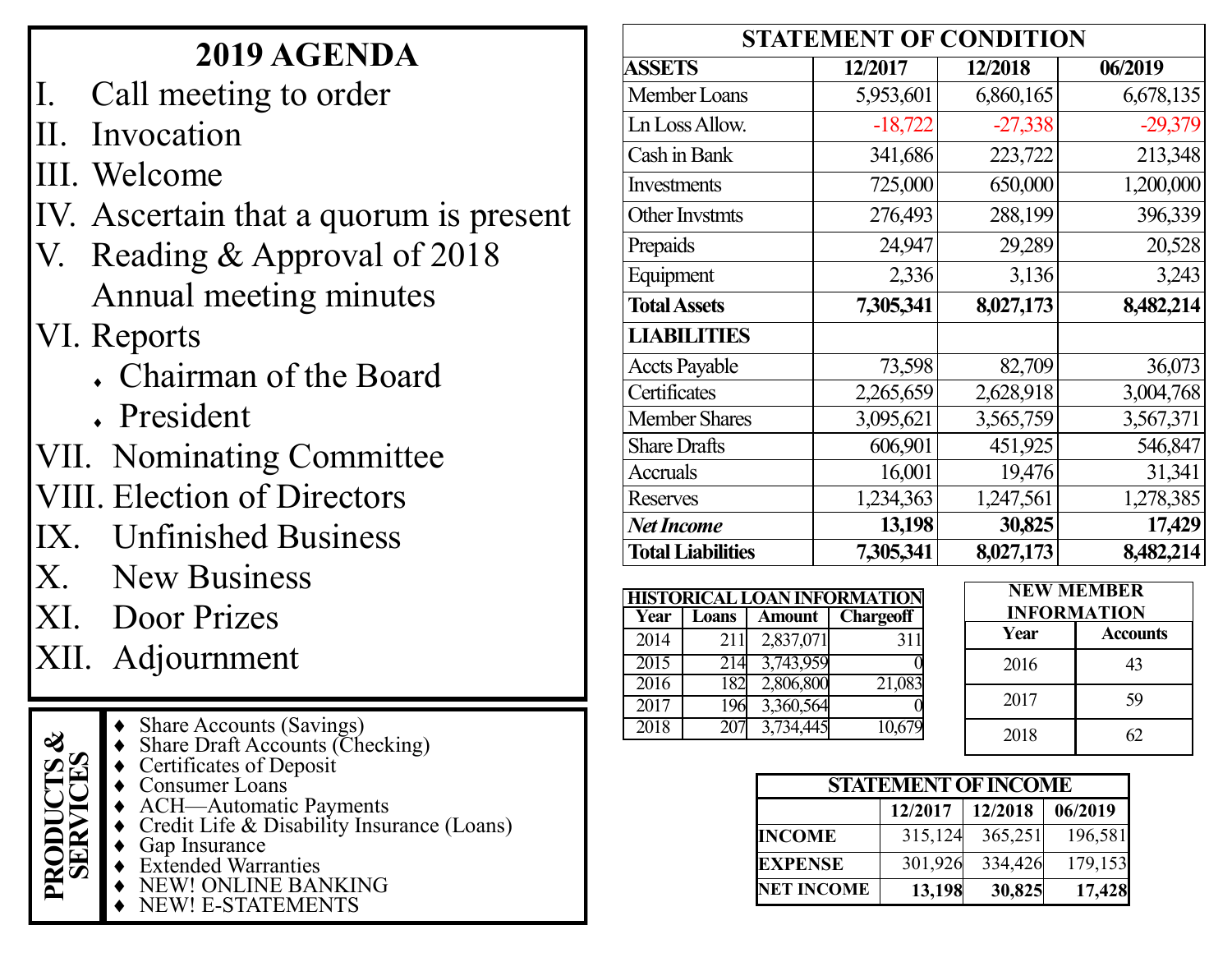# 2019 AGENDA

I. Call meeting to order
II. Invocation
III. Welcome
IV. Ascertain that a quorum is present
V. Reading & Approval of 2018 Annual meeting minutes
VI. Reports
- Chairman of the Board
- President

VII. Nominating Committee
VIII. Election of Directors
IX. Unfinished Business
X. New Business
XI. Door Prizes
XII. Adjournment

## PRODUCTS & SERVICES

- Share Accounts (Savings)
- Share Draft Accounts (Checking)
- Certificates of Deposit
- Consumer Loans
- ACH—Automatic Payments
- Credit Life & Disability Insurance (Loans)
- Gap Insurance
- Extended Warranties
- NEW! ONLINE BANKING
- NEW! E-STATEMENTS

## STATEMENT OF CONDITION

| ASSETS | 12/2017 | 12/2018 | 06/2019 |
|---|---|---|---|
| Member Loans | 5,953,601 | 6,860,165 | 6,678,135 |
| Ln Loss Allow. | -18,722 | -27,338 | -29,379 |
| Cash in Bank | 341,686 | 223,722 | 213,348 |
| Investments | 725,000 | 650,000 | 1,200,000 |
| Other Invstmts | 276,493 | 288,199 | 396,339 |
| Prepaids | 24,947 | 29,289 | 20,528 |
| Equipment | 2,336 | 3,136 | 3,243 |
| **Total Assets** | **7,305,341** | **8,027,173** | **8,482,214** |
| **LIABILITIES** | | | |
| Accts Payable | 73,598 | 82,709 | 36,073 |
| Certificates | 2,265,659 | 2,628,918 | 3,004,768 |
| Member Shares | 3,095,621 | 3,565,759 | 3,567,371 |
| Share Drafts | 606,901 | 451,925 | 546,847 |
| Accruals | 16,001 | 19,476 | 31,341 |
| Reserves | 1,234,363 | 1,247,561 | 1,278,385 |
| ***Net Income*** | **13,198** | **30,825** | **17,429** |
| **Total Liabilities** | **7,305,341** | **8,027,173** | **8,482,214** |

## HISTORICAL LOAN INFORMATION

| Year | Loans | Amount | Chargeoff |
|---|---|---|---|
| 2014 | 211 | 2,837,071 | 311 |
| 2015 | 214 | 3,743,959 | 0 |
| 2016 | 182 | 2,806,800 | 21,083 |
| 2017 | 196 | 3,360,564 | 0 |
| 2018 | 207 | 3,734,445 | 10,679 |

## NEW MEMBER INFORMATION

| Year | Accounts |
|---|---|
| 2016 | 43 |
| 2017 | 59 |
| 2018 | 62 |

## STATEMENT OF INCOME

| | 12/2017 | 12/2018 | 06/2019 |
|---|---|---|---|
| **INCOME** | 315,124 | 365,251 | 196,581 |
| **EXPENSE** | 301,926 | 334,426 | 179,153 |
| **NET INCOME** | **13,198** | **30,825** | **17,428** |